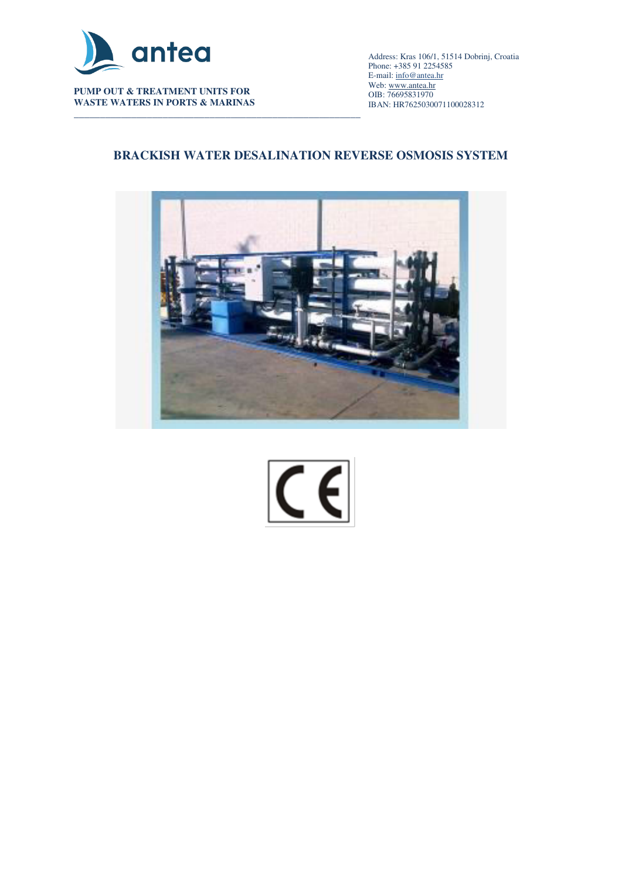antea

**PUMP OUT & TREATMENT UNITS FOR WASTE WATERS IN PORTS & MARINAS**

Address: Kras 106/1, 51514 Dobrinj, Croatia
Phone: +385 91 2254585
E-mail: info@antea.hr
Web: www.antea.hr
OIB: 76695831970
IBAN: HR7625030071100028312

# BRACKISH WATER DESALINATION REVERSE OSMOSIS SYSTEM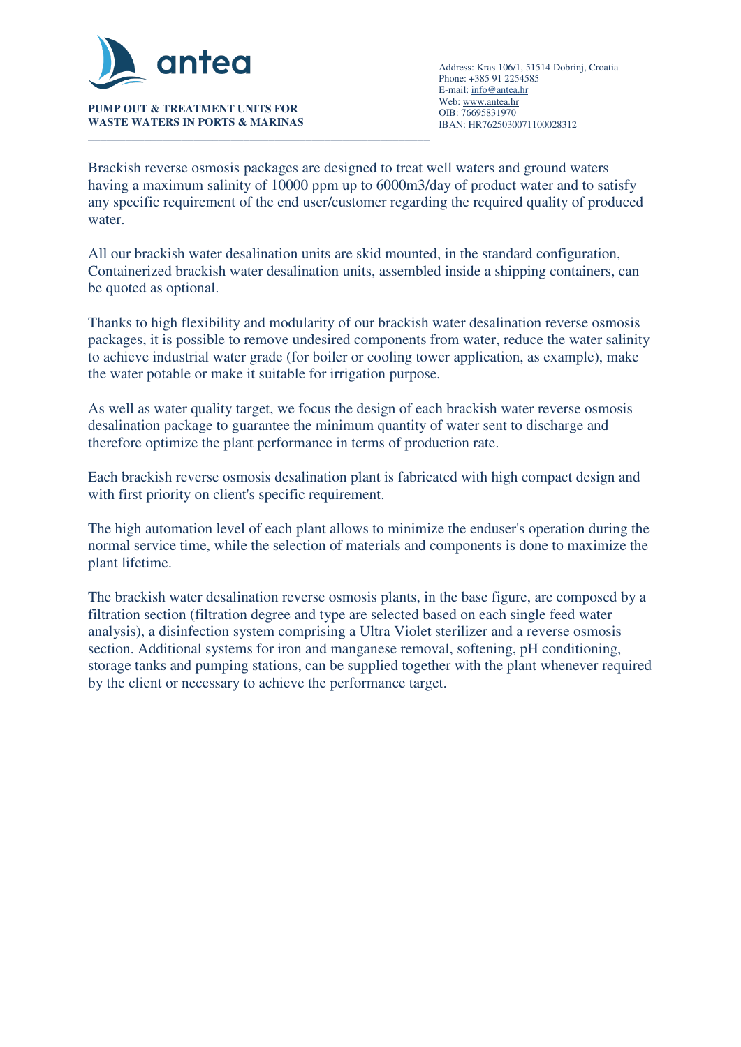PUMP OUT & TREATMENT UNITS FOR WASTE WATERS IN PORTS & MARINAS

Address: Kras 106/1, 51514 Dobrinj, Croatia
Phone: +385 91 2254585
E-mail: info@antea.hr
Web: www.antea.hr
OIB: 76695831970
IBAN: HR7625030071100028312

---

Brackish reverse osmosis packages are designed to treat well waters and ground waters having a maximum salinity of 10000 ppm up to 6000m3/day of product water and to satisfy any specific requirement of the end user/customer regarding the required quality of produced water.

All our brackish water desalination units are skid mounted, in the standard configuration, Containerized brackish water desalination units, assembled inside a shipping containers, can be quoted as optional.

Thanks to high flexibility and modularity of our brackish water desalination reverse osmosis packages, it is possible to remove undesired components from water, reduce the water salinity to achieve industrial water grade (for boiler or cooling tower application, as example), make the water potable or make it suitable for irrigation purpose.

As well as water quality target, we focus the design of each brackish water reverse osmosis desalination package to guarantee the minimum quantity of water sent to discharge and therefore optimize the plant performance in terms of production rate.

Each brackish reverse osmosis desalination plant is fabricated with high compact design and with first priority on client's specific requirement.

The high automation level of each plant allows to minimize the enduser's operation during the normal service time, while the selection of materials and components is done to maximize the plant lifetime.

The brackish water desalination reverse osmosis plants, in the base figure, are composed by a filtration section (filtration degree and type are selected based on each single feed water analysis), a disinfection system comprising a Ultra Violet sterilizer and a reverse osmosis section. Additional systems for iron and manganese removal, softening, pH conditioning, storage tanks and pumping stations, can be supplied together with the plant whenever required by the client or necessary to achieve the performance target.